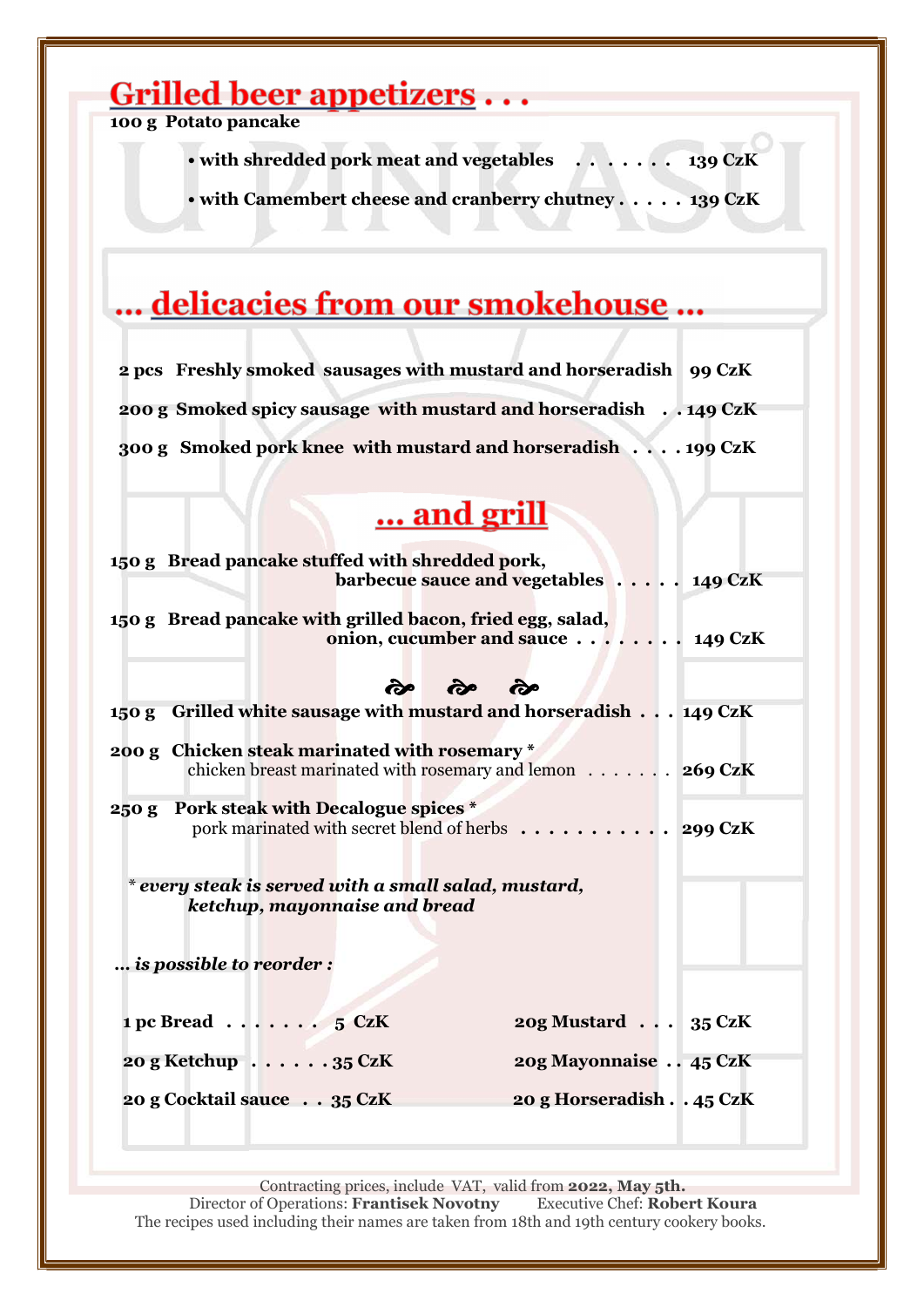## Grilled beer appetizers . . .

**100 g Potato pancake**

- **with shredded pork meat and vegetables . . . . . . . 139 CzK**
- **with Camembert cheese and cranberry chutney . . . . . 139 CzK**

## ... delicacies from our smokehouse ...

**2 pcs Freshly smoked sausages with mustard and horseradish 99 CzK**

**200 g Smoked spicy sausage with mustard and horseradish . . 149 CzK**

**300 g Smoked pork knee with mustard and horseradish . . . . 199 CzK**

## ... and grill

**150 g Bread pancake stuffed with shredded pork, barbecue sauce and vegetables . . . . . 149 CzK**

**150 g Bread pancake with grilled bacon, fried egg, salad, onion, cucumber and sauce . . . . . . . . 149 CzK**

**150 g Grilled white sausage with mustard and horseradish . . . 149 CzK**

**200 g Chicken steak marinated with rosemary** *
chicken breast marinated with rosemary and lemon . . . . . . . **269 CzK**

**250 g Pork steak with Decalogue spices** *
pork marinated with secret blend of herbs . . . . . . . . . . . **299 CzK**

* ***every steak is served with a small salad, mustard, ketchup, mayonnaise and bread***

***... is possible to reorder :***

| | |
|---|---|
| **1 pc Bread . . . . . . . 5 CzK** | **20g Mustard . . . 35 CzK** |
| **20 g Ketchup . . . . . . 35 CzK** | **20g Mayonnaise . . 45 CzK** |
| **20 g Cocktail sauce . . 35 CzK** | **20 g Horseradish . . 45 CzK** |

Contracting prices, include VAT, valid from **2022, May 5th.**
Director of Operations: **Frantisek Novotny** Executive Chef: **Robert Koura**
The recipes used including their names are taken from 18th and 19th century cookery books.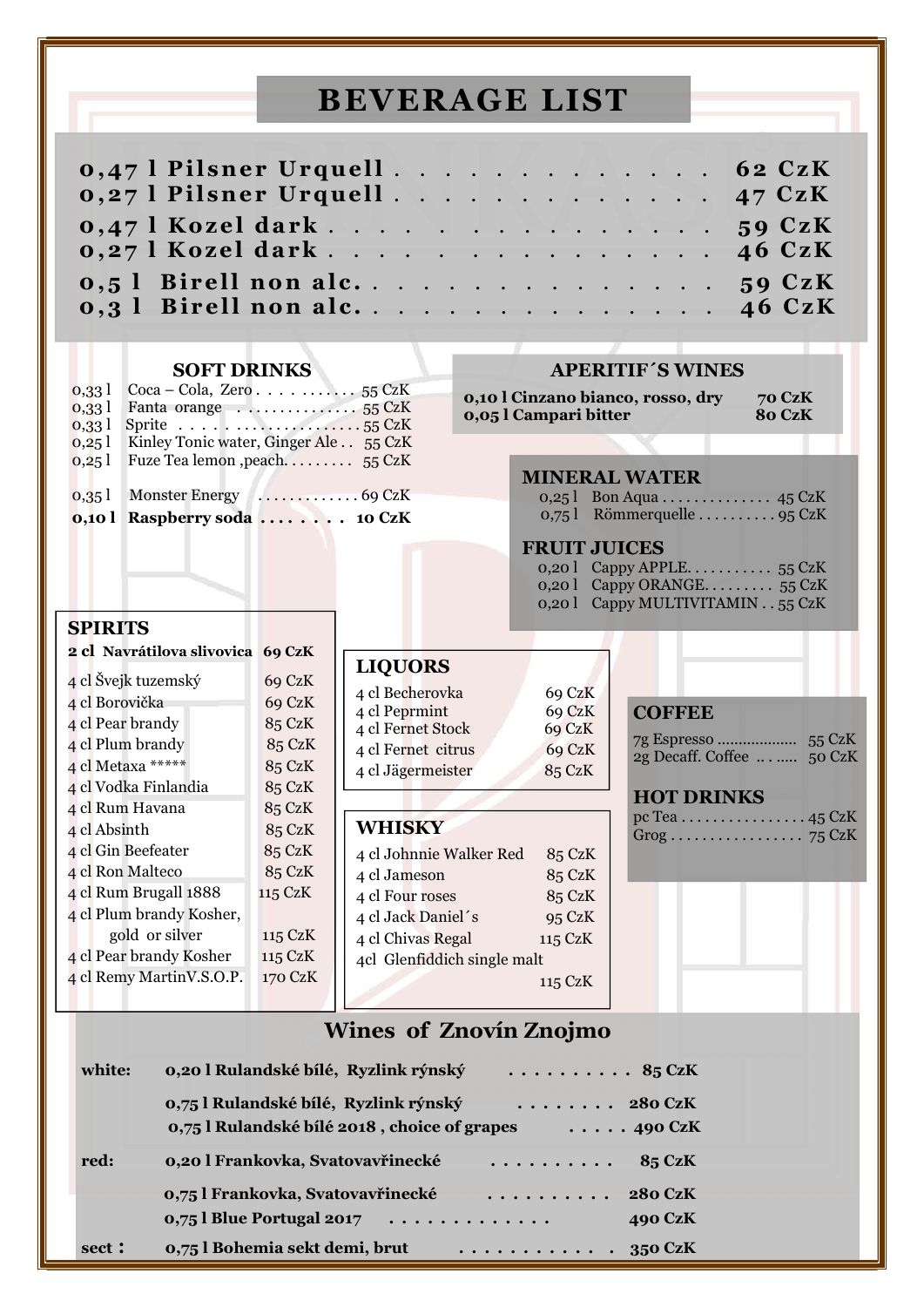# BEVERAGE LIST

| | |
|---|---|
| 0,47 l Pilsner Urquell | 62 CzK |
| 0,27 l Pilsner Urquell | 47 CzK |
| 0,47 l Kozel dark | 59 CzK |
| 0,27 l Kozel dark | 46 CzK |
| 0,5 l Birell non alc. | 59 CzK |
| 0,3 l Birell non alc. | 46 CzK |

## SOFT DRINKS

| | | |
|---|---|---|
| 0,33 l | Coca – Cola, Zero | 55 CzK |
| 0,33 l | Fanta orange | 55 CzK |
| 0,33 l | Sprite | 55 CzK |
| 0,25 l | Kinley Tonic water, Ginger Ale | 55 CzK |
| 0,25 l | Fuze Tea lemon ,peach | 55 CzK |
| 0,35 l | Monster Energy | 69 CzK |
| **0,10 l** | **Raspberry soda** | **10 CzK** |

## APERITIF´S WINES

| | |
|---|---|
| **0,10 l Cinzano bianco, rosso, dry** | **70 CzK** |
| **0,05 l Campari bitter** | **80 CzK** |

## MINERAL WATER

| | | |
|---|---|---|
| 0,25 l | Bon Aqua | 45 CzK |
| 0,75 l | Römmerquelle | 95 CzK |

## FRUIT JUICES

| | | |
|---|---|---|
| 0,20 l | Cappy APPLE. | 55 CzK |
| 0,20 l | Cappy ORANGE. | 55 CzK |
| 0,20 l | Cappy MULTIVITAMIN | 55 CzK |

## SPIRITS

| | |
|---|---|
| **2 cl Navrátilova slivovica** | **69 CzK** |
| 4 cl Švejk tuzemský | 69 CzK |
| 4 cl Borovička | 69 CzK |
| 4 cl Pear brandy | 85 CzK |
| 4 cl Plum brandy | 85 CzK |
| 4 cl Metaxa ***** | 85 CzK |
| 4 cl Vodka Finlandia | 85 CzK |
| 4 cl Rum Havana | 85 CzK |
| 4 cl Absinth | 85 CzK |
| 4 cl Gin Beefeater | 85 CzK |
| 4 cl Ron Malteco | 85 CzK |
| 4 cl Rum Brugall 1888 | 115 CzK |
| 4 cl Plum brandy Kosher, gold or silver | 115 CzK |
| 4 cl Pear brandy Kosher | 115 CzK |
| 4 cl Remy MartinV.S.O.P. | 170 CzK |

## LIQUORS

| | |
|---|---|
| 4 cl Becherovka | 69 CzK |
| 4 cl Peprmint | 69 CzK |
| 4 cl Fernet Stock | 69 CzK |
| 4 cl Fernet citrus | 69 CzK |
| 4 cl Jägermeister | 85 CzK |

## WHISKY

| | |
|---|---|
| 4 cl Johnnie Walker Red | 85 CzK |
| 4 cl Jameson | 85 CzK |
| 4 cl Four roses | 85 CzK |
| 4 cl Jack Daniel´s | 95 CzK |
| 4 cl Chivas Regal | 115 CzK |
| 4cl Glenfiddich single malt | 115 CzK |

## COFFEE

| | |
|---|---|
| 7g Espresso | 55 CzK |
| 2g Decaff. Coffee | 50 CzK |

## HOT DRINKS

| | |
|---|---|
| pc Tea | 45 CzK |
| Grog | 75 CzK |

## Wines of Znovín Znojmo

| | | |
|---|---|---|
| **white:** | **0,20 l Rulandské bílé, Ryzlink rýnský** | **85 CzK** |
| | **0,75 l Rulandské bílé, Ryzlink rýnský** | **280 CzK** |
| | **0,75 l Rulandské bílé 2018 , choice of grapes** | **490 CzK** |
| **red:** | **0,20 l Frankovka, Svatovavřinecké** | **85 CzK** |
| | **0,75 l Frankovka, Svatovavřinecké** | **280 CzK** |
| | **0,75 l Blue Portugal 2017** | **490 CzK** |
| **sect :** | **0,75 l Bohemia sekt demi, brut** | **350 CzK** |